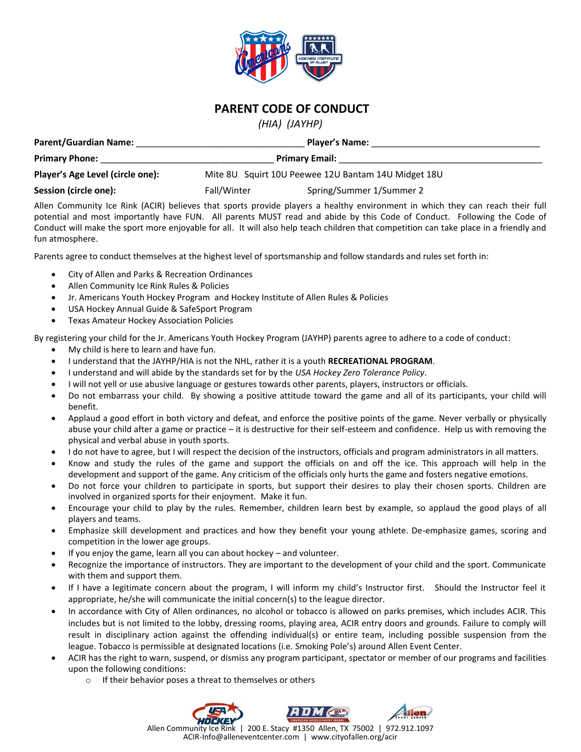# PARENT CODE OF CONDUCT

*(HIA) (JAYHP)*

**Parent/Guardian Name:** ________________________________ **Player's Name:** ________________________________

**Primary Phone:** ________________________________ **Primary Email:** ________________________________________

**Player's Age Level (circle one):** Mite 8U Squirt 10U Peewee 12U Bantam 14U Midget 18U

**Session (circle one):** Fall/Winter Spring/Summer 1/Summer 2

Allen Community Ice Rink (ACIR) believes that sports provide players a healthy environment in which they can reach their full potential and most importantly have FUN. All parents MUST read and abide by this Code of Conduct. Following the Code of Conduct will make the sport more enjoyable for all. It will also help teach children that competition can take place in a friendly and fun atmosphere.

Parents agree to conduct themselves at the highest level of sportsmanship and follow standards and rules set forth in:

- City of Allen and Parks & Recreation Ordinances
- Allen Community Ice Rink Rules & Policies
- Jr. Americans Youth Hockey Program and Hockey Institute of Allen Rules & Policies
- USA Hockey Annual Guide & SafeSport Program
- Texas Amateur Hockey Association Policies

By registering your child for the Jr. Americans Youth Hockey Program (JAYHP) parents agree to adhere to a code of conduct:

- My child is here to learn and have fun.
- I understand that the JAYHP/HIA is not the NHL, rather it is a youth **RECREATIONAL PROGRAM**.
- I understand and will abide by the standards set for by the *USA Hockey Zero Tolerance Policy*.
- I will not yell or use abusive language or gestures towards other parents, players, instructors or officials.
- Do not embarrass your child. By showing a positive attitude toward the game and all of its participants, your child will benefit.
- Applaud a good effort in both victory and defeat, and enforce the positive points of the game. Never verbally or physically abuse your child after a game or practice – it is destructive for their self-esteem and confidence. Help us with removing the physical and verbal abuse in youth sports.
- I do not have to agree, but I will respect the decision of the instructors, officials and program administrators in all matters.
- Know and study the rules of the game and support the officials on and off the ice. This approach will help in the development and support of the game. Any criticism of the officials only hurts the game and fosters negative emotions.
- Do not force your children to participate in sports, but support their desires to play their chosen sports. Children are involved in organized sports for their enjoyment. Make it fun.
- Encourage your child to play by the rules. Remember, children learn best by example, so applaud the good plays of all players and teams.
- Emphasize skill development and practices and how they benefit your young athlete. De-emphasize games, scoring and competition in the lower age groups.
- If you enjoy the game, learn all you can about hockey – and volunteer.
- Recognize the importance of instructors. They are important to the development of your child and the sport. Communicate with them and support them.
- If I have a legitimate concern about the program, I will inform my child's Instructor first. Should the Instructor feel it appropriate, he/she will communicate the initial concern(s) to the league director.
- In accordance with City of Allen ordinances, no alcohol or tobacco is allowed on parks premises, which includes ACIR. This includes but is not limited to the lobby, dressing rooms, playing area, ACIR entry doors and grounds. Failure to comply will result in disciplinary action against the offending individual(s) or entire team, including possible suspension from the league. Tobacco is permissible at designated locations (i.e. Smoking Pole's) around Allen Event Center.
- ACIR has the right to warn, suspend, or dismiss any program participant, spectator or member of our programs and facilities upon the following conditions:
    - If their behavior poses a threat to themselves or others

Allen Community Ice Rink | 200 E. Stacy #1350 Allen, TX 75002 | 972.912.1097
ACIR-Info@alleneventcenter.com | www.cityofallen.org/acir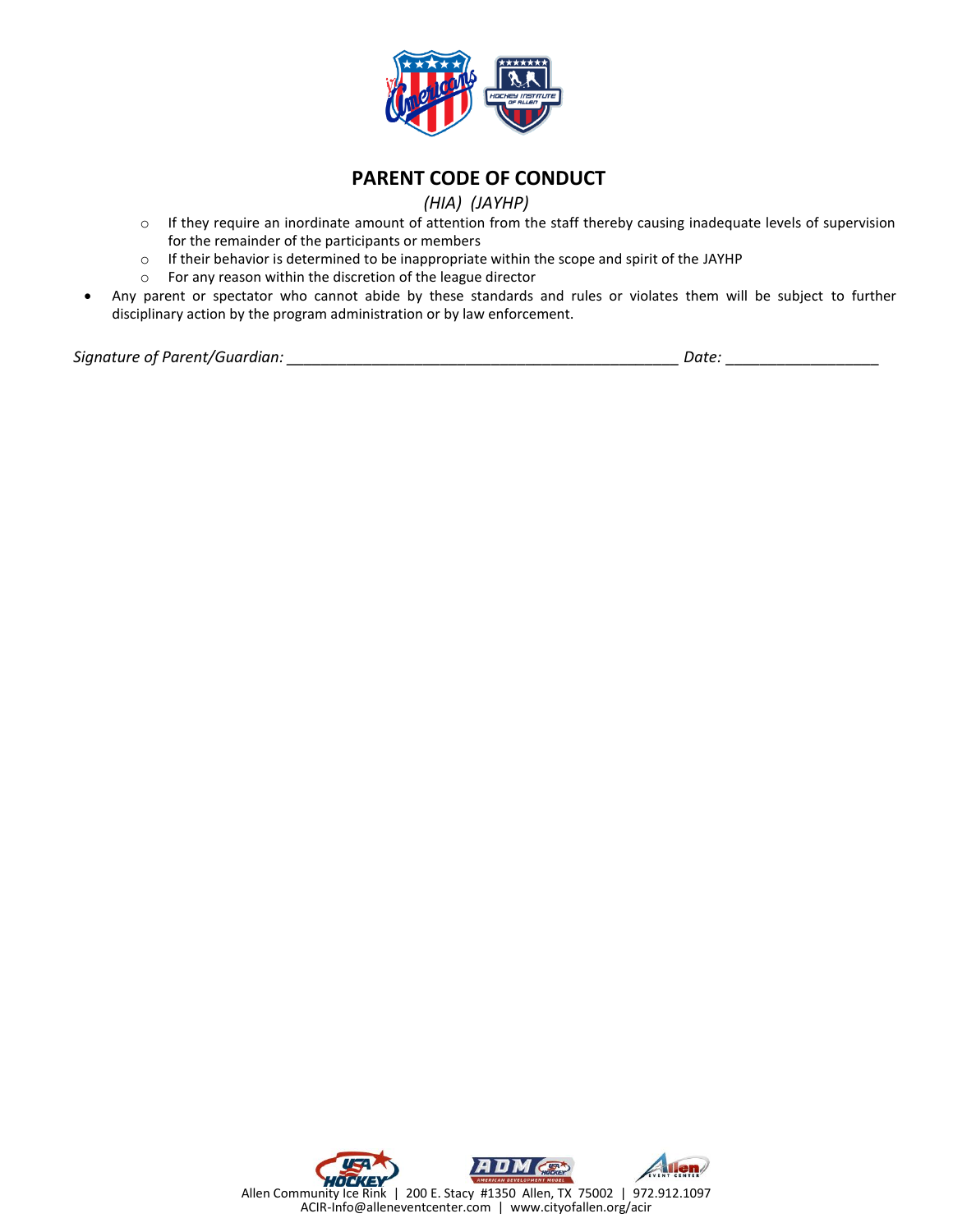## PARENT CODE OF CONDUCT

*(HIA) (JAYHP)*

- If they require an inordinate amount of attention from the staff thereby causing inadequate levels of supervision for the remainder of the participants or members
- If their behavior is determined to be inappropriate within the scope and spirit of the JAYHP
- For any reason within the discretion of the league director

- Any parent or spectator who cannot abide by these standards and rules or violates them will be subject to further disciplinary action by the program administration or by law enforcement.

*Signature of Parent/Guardian:* ______________________________________________ *Date:* _________________

Allen Community Ice Rink | 200 E. Stacy #1350 Allen, TX 75002 | 972.912.1097
ACIR-Info@alleneventcenter.com | www.cityofallen.org/acir